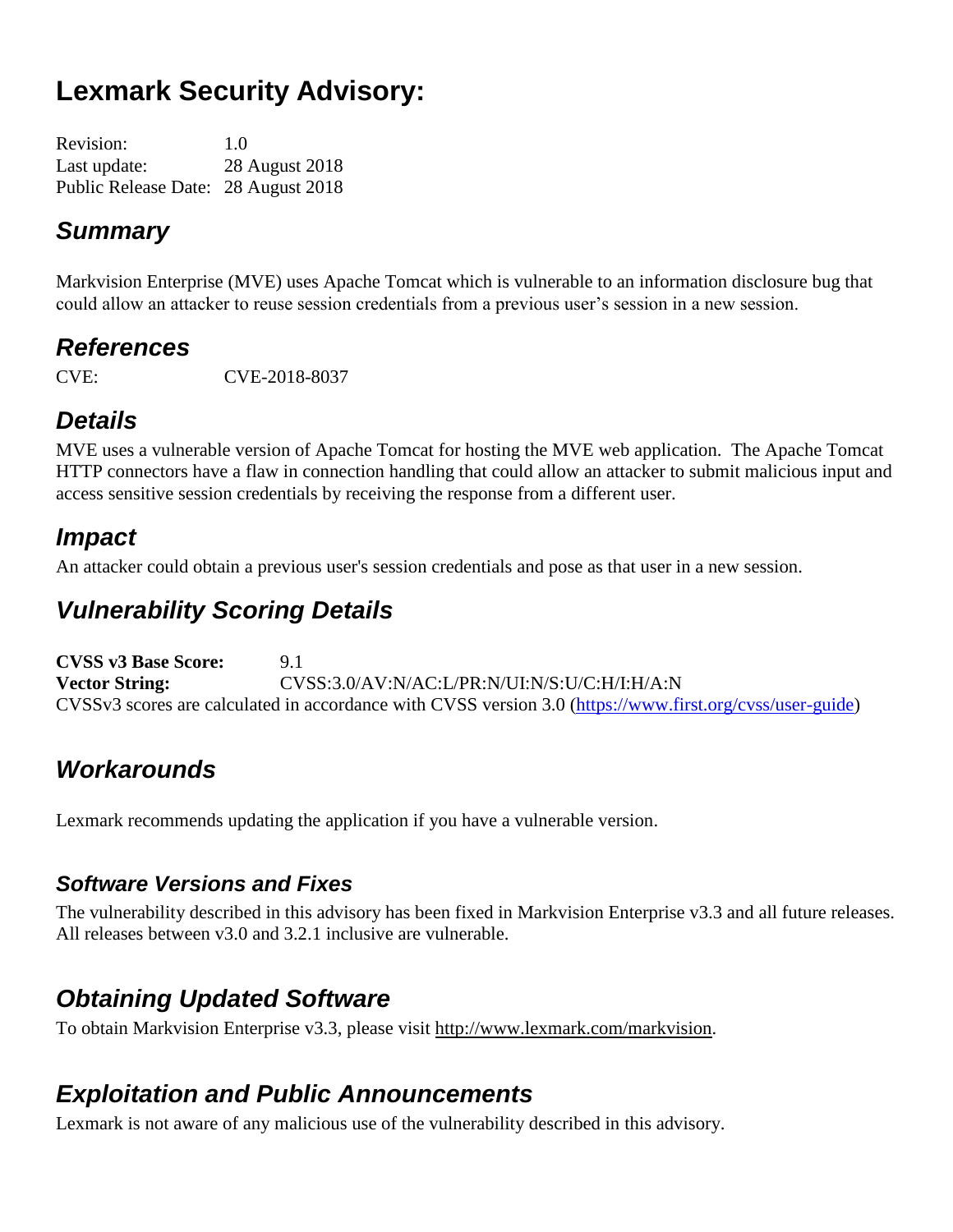# Lexmark Security Advisory:

Revision: 1.0
Last update: 28 August 2018
Public Release Date: 28 August 2018

## *Summary*

Markvision Enterprise (MVE) uses Apache Tomcat which is vulnerable to an information disclosure bug that could allow an attacker to reuse session credentials from a previous user's session in a new session.

## *References*

CVE: CVE-2018-8037

## *Details*

MVE uses a vulnerable version of Apache Tomcat for hosting the MVE web application. The Apache Tomcat HTTP connectors have a flaw in connection handling that could allow an attacker to submit malicious input and access sensitive session credentials by receiving the response from a different user.

## *Impact*

An attacker could obtain a previous user's session credentials and pose as that user in a new session.

## *Vulnerability Scoring Details*

**CVSS v3 Base Score:** 9.1
**Vector String:** CVSS:3.0/AV:N/AC:L/PR:N/UI:N/S:U/C:H/I:H/A:N
CVSSv3 scores are calculated in accordance with CVSS version 3.0 (https://www.first.org/cvss/user-guide)

## *Workarounds*

Lexmark recommends updating the application if you have a vulnerable version.

### *Software Versions and Fixes*

The vulnerability described in this advisory has been fixed in Markvision Enterprise v3.3 and all future releases. All releases between v3.0 and 3.2.1 inclusive are vulnerable.

## *Obtaining Updated Software*

To obtain Markvision Enterprise v3.3, please visit http://www.lexmark.com/markvision.

## *Exploitation and Public Announcements*

Lexmark is not aware of any malicious use of the vulnerability described in this advisory.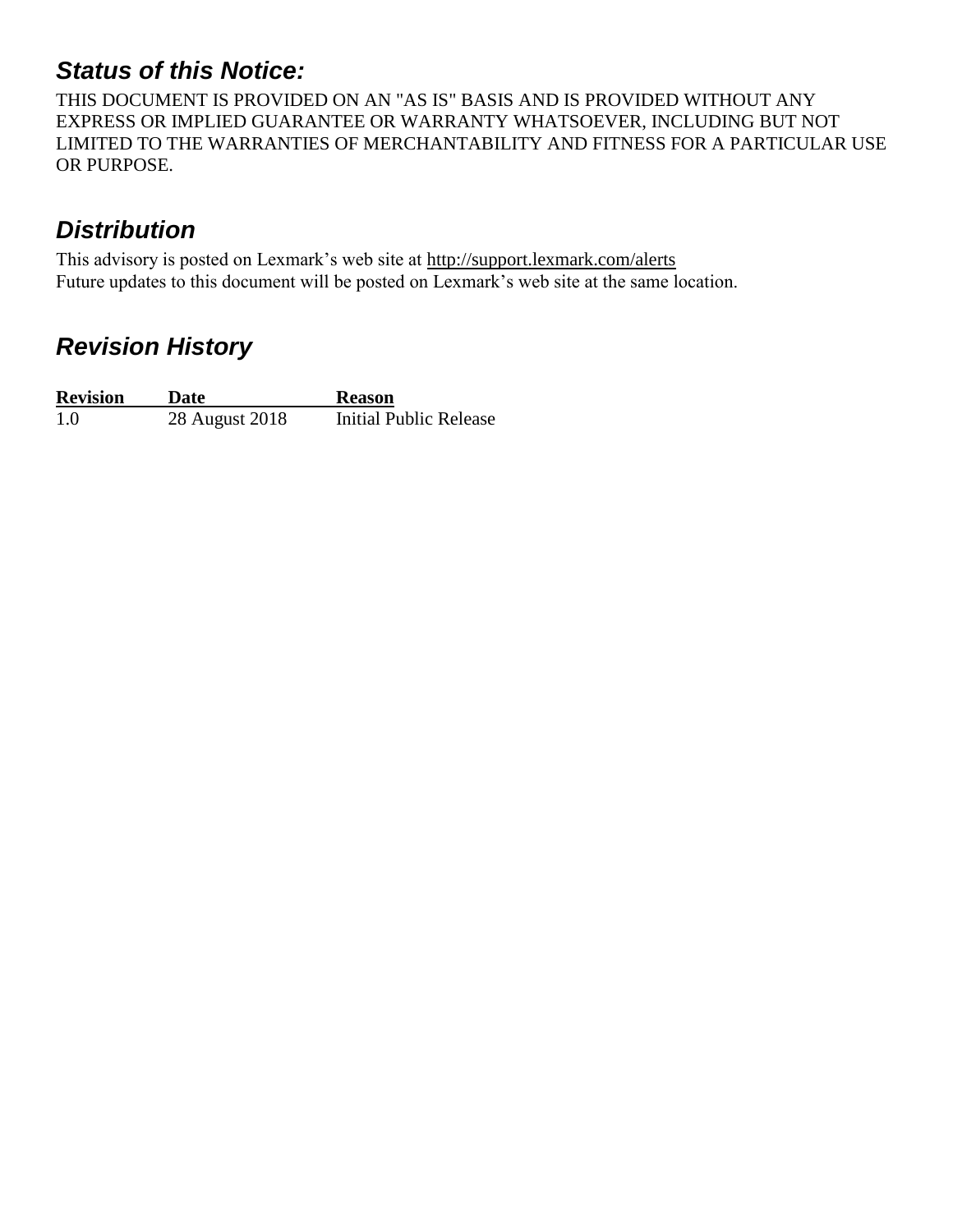## *Status of this Notice:*

THIS DOCUMENT IS PROVIDED ON AN "AS IS" BASIS AND IS PROVIDED WITHOUT ANY EXPRESS OR IMPLIED GUARANTEE OR WARRANTY WHATSOEVER, INCLUDING BUT NOT LIMITED TO THE WARRANTIES OF MERCHANTABILITY AND FITNESS FOR A PARTICULAR USE OR PURPOSE.

## *Distribution*

This advisory is posted on Lexmark's web site at http://support.lexmark.com/alerts
Future updates to this document will be posted on Lexmark's web site at the same location.

## *Revision History*

| Revision | Date | Reason |
| --- | --- | --- |
| 1.0 | 28 August 2018 | Initial Public Release |